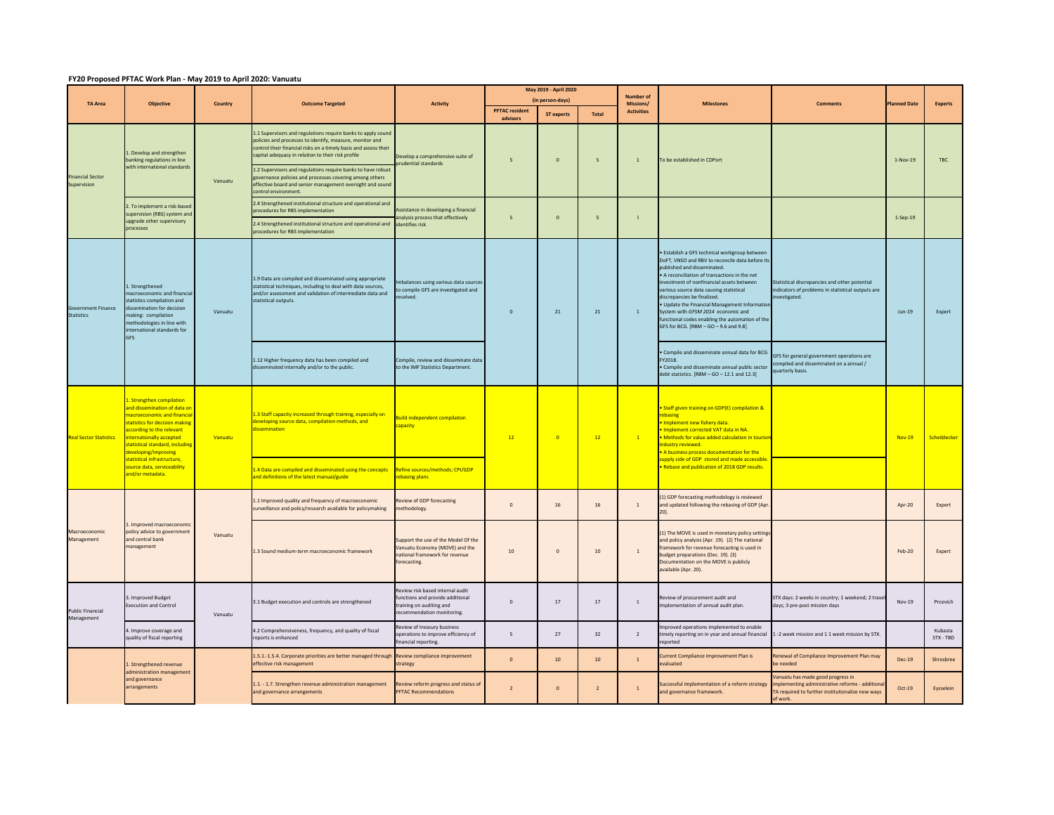# FY20 Proposed PFTAC Work Plan - May 2019 to April 2020: Vanuatu

| TA Area | Objective | Country | Outcome Targeted | Activity | May 2019 - April 2020 (in person-days) | | | Number of Missions/ Activities | Milestones | Comments | Planned Date | Experts |
|---|---|---|---|---|---|---|---|---|---|---|---|---|
| | | | | | PFTAC resident advisors | ST experts | Total | | | | | |
| Financial Sector Supervision | 1. Develop and strengthen banking regulations in line with international standards | Vanuatu | 1.1 Supervisors and regulations require banks to apply sound policies and processes to identify, measure, monitor and control their financial risks on a timely basis and assess their capital adequacy in relation to their risk profile<br>1.2 Supervisors and regulations require banks to have robust governance policies and processes covering among others effective board and senior management oversight and sound control environment. | Develop a comprehensive suite of prudential standards | 5 | 0 | 5 | 1 | To be established in CDPort | | 1-Nov-19 | TBC |
| | 2. To implement a risk-based supervision (RBS) system and upgrade other supervisory processes | | 2.4 Strengthened institutional structure and operational and procedures for RBS implementation<br>2.4 Strengthened institutional structure and operational and procedures for RBS implementation | Assistance in developing a financial analysis process that effectively identifies risk | 5 | 0 | 5 | l | | | 1-Sep-19 | |
| Government Finance Statistics | 1. Strengthened macroeconomic and financial statistics compilation and dissemination for decision making: compilation methodologies in line with international standards for GFS | Vanuatu | 1.9 Data are compiled and disseminated using appropriate statistical techniques, including to deal with data sources, and/or assessment and validation of intermediate data and statistical outputs. | Imbalances using various data sources to compile GFS are investigated and resolved. | 0 | 21 | 21 | 1 | • Establish a GFS technical workgroup between DoFT, VNSO and RBV to reconcile data before its published and disseminated.<br>• A reconciliation of transactions in the net investment of nonfinancial assets between various source data causing statistical discrepancies be finalized.<br>• Update the Financial Management Information System with *GFSM 2014* economic and functional codes enabling the automation of the GFS for BCG. [RBM – GO – 9.6 and 9.8] | Statistical discrepancies and other potential indicators of problems in statistical outputs are investigated. | Jun-19 | Expert |
| | | | 1.12 Higher frequency data has been compiled and disseminated internally and/or to the public. | Compile, review and disseminate data to the IMF Statistics Department. | | | | | • Compile and disseminate annual data for BCG FY2018.<br>• Compile and disseminate annual public sector debt statistics. [RBM – GO – 12.1 and 12.3] | GFS for general government operations are compiled and disseminated on a annual / quarterly basis. | | |
| Real Sector Statistics | 1. Strengthen compilation and dissemination of data on macroeconomic and financial statistics for decision making according to the relevant internationally accepted statistical standard, including developing/improving statistical infrastructure, source data, serviceability and/or metadata. | Vanuatu | 1.3 Staff capacity increased through training, especially on developing source data, compilation methods, and dissemination | Build independent compilation capacity | 12 | 0 | 12 | 1 | • Staff given training on GDP(E) compilation & rebasing<br>• Implement new fishery data.<br>• Implement corrected VAT data in NA.<br>• Methods for value added calculation in tourism industry reviewed.<br>• A business process documentation for the supply side of GDP stored and made accessible.<br>• Rebase and publication of 2018 GDP results. | | Nov-19 | Scheiblecker |
| | | | 1.4 Data are compiled and disseminated using the concepts and definitions of the latest manual/guide | Refine sources/methods; CPI/GDP rebasing plans | | | | | | | | |
| Macroeconomic Management | 1. Improved macroeconomic policy advice to government and central bank management | Vanuatu | 1.1 Improved quality and frequency of macroeconomic surveillance and policy/research available for policymaking | Review of GDP forecasting methodology. | 0 | 16 | 16 | 1 | (1) GDP forecasting methodology is reviewed and updated following the rebasing of GDP (Apr. 20). | | Apr-20 | Expert |
| | | | 1.3 Sound medium-term macroeconomic framework | Support the use of the Model Of the Vanuatu Economy (MOVE) and the national framework for revenue forecasting. | 10 | 0 | 10 | 1 | (1) The MOVE is used in monetary policy settings and policy analysis (Apr. 19). (2) The national framework for revenue forecasting is used in budget preparations (Dec. 19). (3) Documentation on the MOVE is publicly available (Apr. 20). | | Feb-20 | Expert |
| Public Financial Management | 3. Improved Budget Execution and Control | Vanuatu | 3.1 Budget execution and controls are strengthened | Review risk based internal audit functions and provide additional training on auditing and recommendation monitoring. | 0 | 17 | 17 | 1 | Review of procurement audit and implementation of annual audit plan. | STX days: 2 weeks in country; 1 weekend; 2 travel days; 3 pre-post mission days | Nov-19 | Prcevich |
| | 4. Improve coverage and quality of fiscal reporting | | 4.2 Comprehensiveness, frequency, and quality of fiscal reports is enhanced | Review of treasury business operations to improve efficiency of financial reporting. | 5 | 27 | 32 | 2 | Improved operations implemented to enable timely reporting on in year and annual financial reported | 1 -2 week mission and 1 1 week mission by STX. | | Kubasta STX - TBD |
| | 1. Strengthened revenue administration management and governance arrangements | | 1.5.1.-1.5.4. Corporate priorities are better managed through effective risk management | Review compliance improvement strategy | 0 | 10 | 10 | 1 | Current Compliance Improvement Plan is evaluated | Renewal of Compliance Improvement Plan may be needed | Dec-19 | Shrosbree |
| | | | 1.1. - 1.7. Strengthen revenue administration management and governance arrangements | Review reform progress and status of PFTAC Recommendations | 2 | 0 | 2 | 1 | Successful implementation of a reform strategy and governance framework. | Vanuatu has made good progress in implementing administrative reforms - additional TA required to further institutionalize new ways of work. | Oct-19 | Eysselein |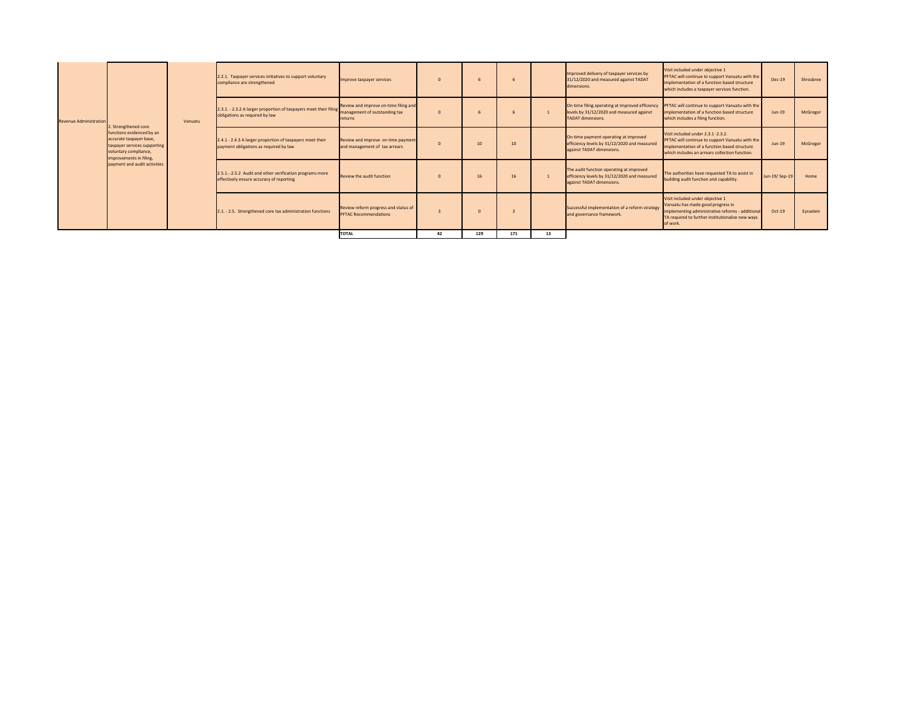| | | | | | | | | | | | | |
|---|---|---|---|---|---|---|---|---|---|---|---|---|
| Revenue Administration | 2. Strengthened core functions evidenced by an accurate taxpayer base, taxpayer services supporting voluntary compliance, improvements in filing, payment and audit activities | Vanuatu | 2.2.1. Taxpayer services initiatives to support voluntary compliance are strengthened | Improve taxpayer services | 0 | 6 | 6 | | Improved delivery of taxpayer services by 31/12/2020 and measured against TADAT dimensions. | Visit included under objective 1 PFTAC will continue to support Vanuatu with the implementation of a function based structure which includes a taxpayer services function. | Dec-19 | Shrosbree |
| | | | 2.3.1. - 2.3.2 A larger proportion of taxpayers meet their filing obligations as required by law | Review and improve on-time filing and management of outstanding tax returns | 0 | 6 | 6 | 1 | On-time filing operating at improved efficiency levels by 31/12/2020 and measured against TADAT dimensions. | PFTAC will continue to support Vanuatu with the implementation of a function based structure which includes a filing function. | Jun-19 | McGregor |
| | | | 2.4.1 - 2.4.3 A larger proportion of taxpayers meet their payment obligations as required by law | Review and improve on time payment and management of tax arrears | 0 | 10 | 10 | | On-time payment operating at improved efficiency levels by 31/12/2020 and measured against TADAT dimensions. | Visit included under 2.3.1 -2.3.2. PFTAC will continue to support Vanuatu with the implementation of a function based structure which includes an arrears collection function. | Jun-19 | McGregor |
| | | | 2.5.1.-2.5.2 Audit and other verification programs more effectively ensure accuracy of reporting | Review the audit function | 0 | 16 | 16 | 1 | The audit function operating at improved efficiency levels by 31/12/2020 and measured against TADAT dimensions. | The authorities have requested TA to assist in building audit function and capability. | Jun-19/ Sep-19 | Home |
| | | | 2.1. - 2.5. Strengthened core tax administration functions | Review reform progress and status of PFTAC Recommendations | 3 | 0 | 3 | | Successful implementation of a reform strategy and governance framework. | Visit included under objective 1 Vanuatu has made good progress in implementing administrative reforms - additional TA required to further institutionalize new ways of work. | Oct-19 | Eysselein |
| | | | | TOTAL | 42 | 129 | 171 | 13 | | | | |